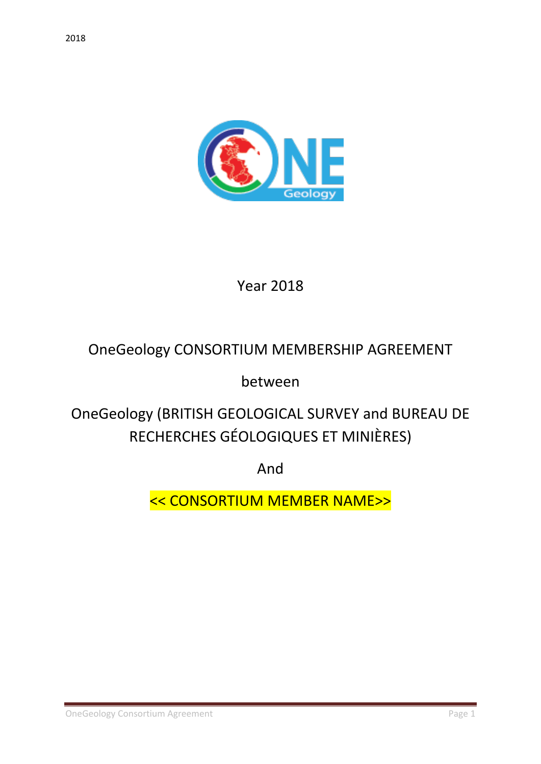Year 2018

# OneGeology CONSORTIUM MEMBERSHIP AGREEMENT

between

OneGeology (BRITISH GEOLOGICAL SURVEY and BUREAU DE RECHERCHES GÉOLOGIQUES ET MINIÈRES)

And

<< CONSORTIUM MEMBER NAME>>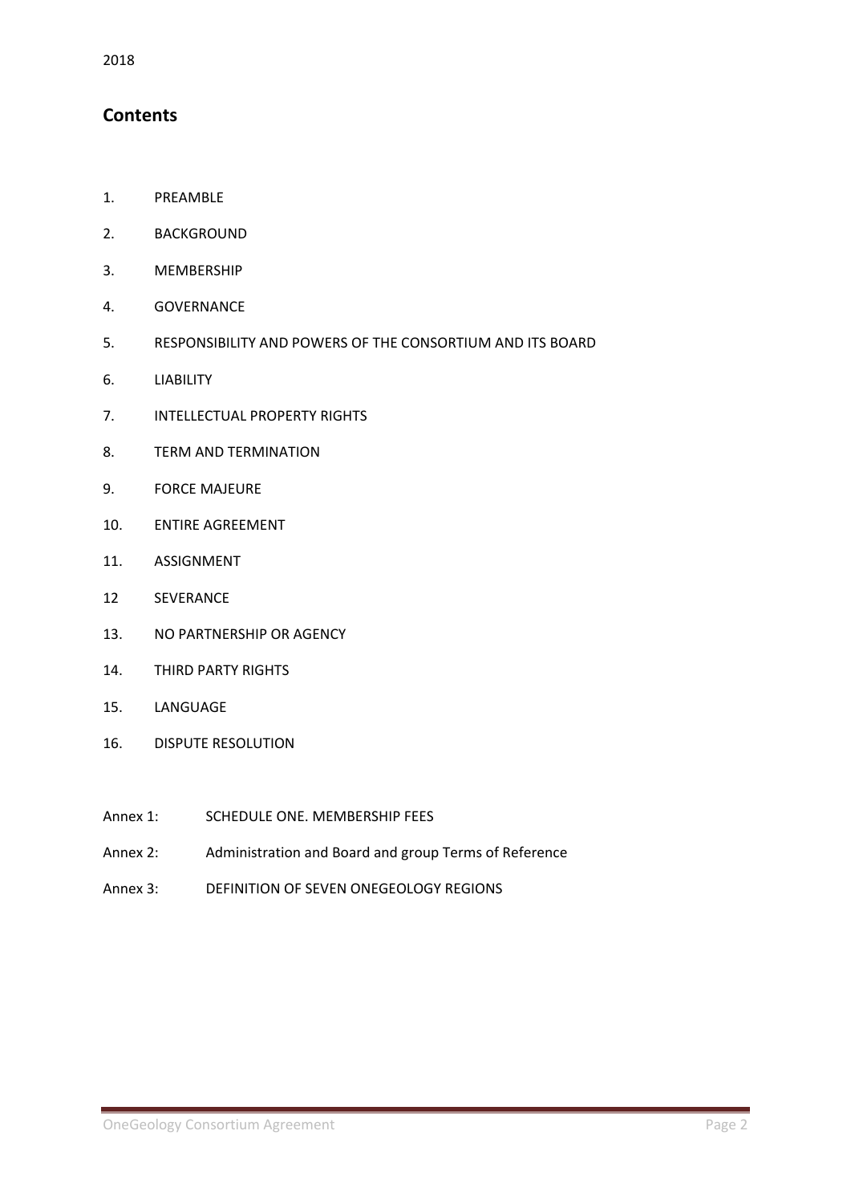2018

## Contents

1. PREAMBLE
2. BACKGROUND
3. MEMBERSHIP
4. GOVERNANCE
5. RESPONSIBILITY AND POWERS OF THE CONSORTIUM AND ITS BOARD
6. LIABILITY
7. INTELLECTUAL PROPERTY RIGHTS
8. TERM AND TERMINATION
9. FORCE MAJEURE
10. ENTIRE AGREEMENT
11. ASSIGNMENT
12 SEVERANCE
13. NO PARTNERSHIP OR AGENCY
14. THIRD PARTY RIGHTS
15. LANGUAGE
16. DISPUTE RESOLUTION

Annex 1: SCHEDULE ONE. MEMBERSHIP FEES

Annex 2: Administration and Board and group Terms of Reference

Annex 3: DEFINITION OF SEVEN ONEGEOLOGY REGIONS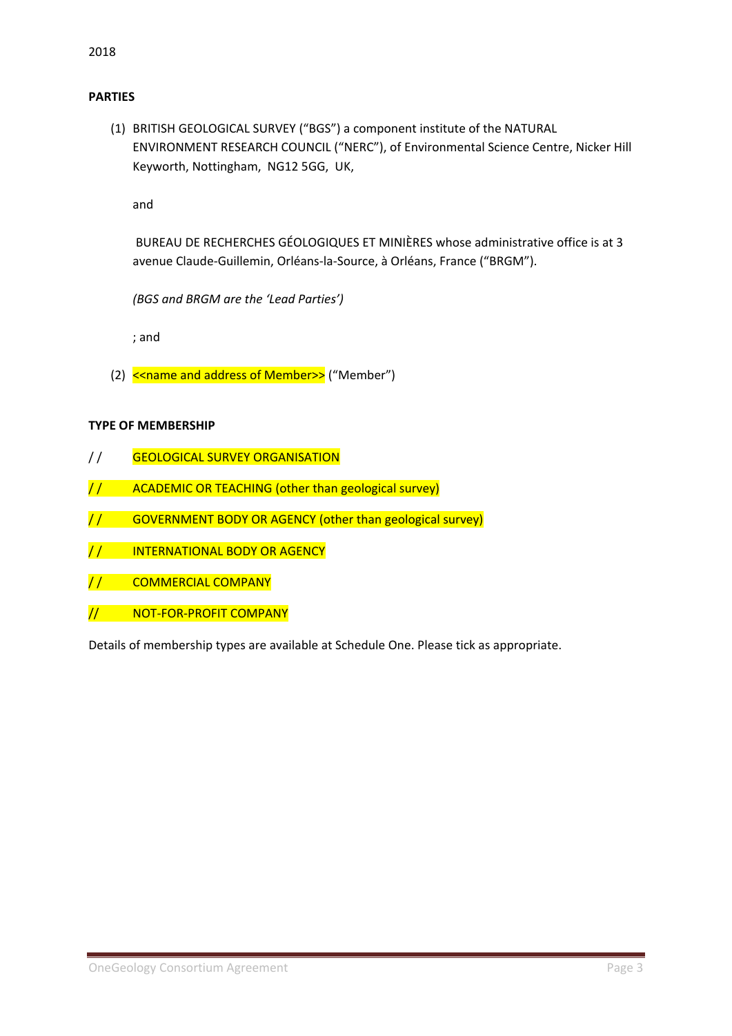2018

**PARTIES**

(1) BRITISH GEOLOGICAL SURVEY ("BGS") a component institute of the NATURAL ENVIRONMENT RESEARCH COUNCIL ("NERC"), of Environmental Science Centre, Nicker Hill Keyworth, Nottingham, NG12 5GG, UK,

and

BUREAU DE RECHERCHES GÉOLOGIQUES ET MINIÈRES whose administrative office is at 3 avenue Claude-Guillemin, Orléans-la-Source, à Orléans, France ("BRGM").

*(BGS and BRGM are the 'Lead Parties')*

; and

(2) <<name and address of Member>> ("Member")

**TYPE OF MEMBERSHIP**

/ /   GEOLOGICAL SURVEY ORGANISATION

/ /   ACADEMIC OR TEACHING (other than geological survey)

/ /   GOVERNMENT BODY OR AGENCY (other than geological survey)

/ /   INTERNATIONAL BODY OR AGENCY

/ /   COMMERCIAL COMPANY

//   NOT-FOR-PROFIT COMPANY

Details of membership types are available at Schedule One. Please tick as appropriate.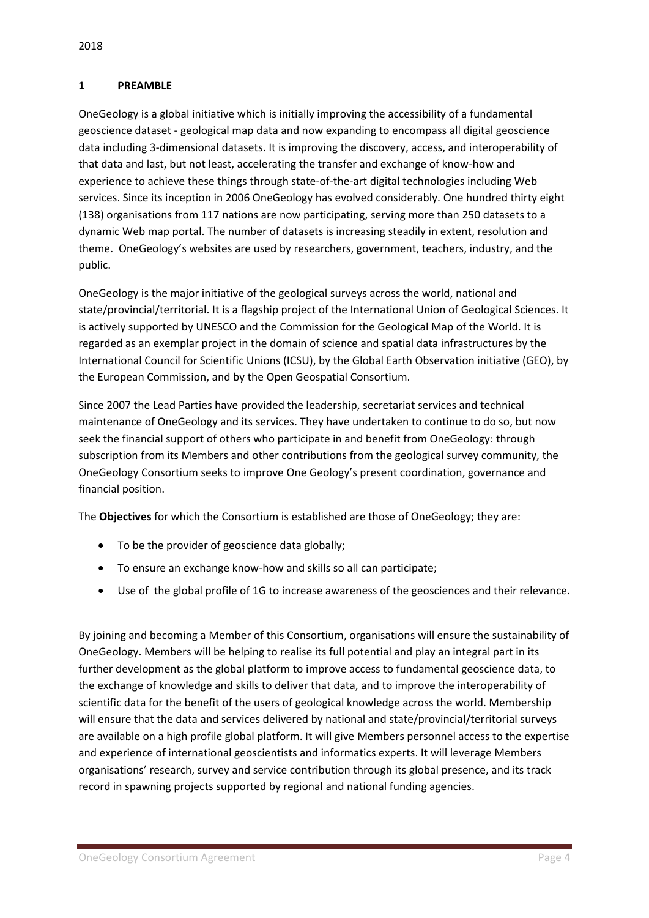2018

## 1 PREAMBLE

OneGeology is a global initiative which is initially improving the accessibility of a fundamental geoscience dataset - geological map data and now expanding to encompass all digital geoscience data including 3-dimensional datasets. It is improving the discovery, access, and interoperability of that data and last, but not least, accelerating the transfer and exchange of know-how and experience to achieve these things through state-of-the-art digital technologies including Web services. Since its inception in 2006 OneGeology has evolved considerably. One hundred thirty eight (138) organisations from 117 nations are now participating, serving more than 250 datasets to a dynamic Web map portal. The number of datasets is increasing steadily in extent, resolution and theme. OneGeology's websites are used by researchers, government, teachers, industry, and the public.

OneGeology is the major initiative of the geological surveys across the world, national and state/provincial/territorial. It is a flagship project of the International Union of Geological Sciences. It is actively supported by UNESCO and the Commission for the Geological Map of the World. It is regarded as an exemplar project in the domain of science and spatial data infrastructures by the International Council for Scientific Unions (ICSU), by the Global Earth Observation initiative (GEO), by the European Commission, and by the Open Geospatial Consortium.

Since 2007 the Lead Parties have provided the leadership, secretariat services and technical maintenance of OneGeology and its services. They have undertaken to continue to do so, but now seek the financial support of others who participate in and benefit from OneGeology: through subscription from its Members and other contributions from the geological survey community, the OneGeology Consortium seeks to improve One Geology's present coordination, governance and financial position.

The **Objectives** for which the Consortium is established are those of OneGeology; they are:

- To be the provider of geoscience data globally;
- To ensure an exchange know-how and skills so all can participate;
- Use of the global profile of 1G to increase awareness of the geosciences and their relevance.

By joining and becoming a Member of this Consortium, organisations will ensure the sustainability of OneGeology. Members will be helping to realise its full potential and play an integral part in its further development as the global platform to improve access to fundamental geoscience data, to the exchange of knowledge and skills to deliver that data, and to improve the interoperability of scientific data for the benefit of the users of geological knowledge across the world. Membership will ensure that the data and services delivered by national and state/provincial/territorial surveys are available on a high profile global platform. It will give Members personnel access to the expertise and experience of international geoscientists and informatics experts. It will leverage Members organisations' research, survey and service contribution through its global presence, and its track record in spawning projects supported by regional and national funding agencies.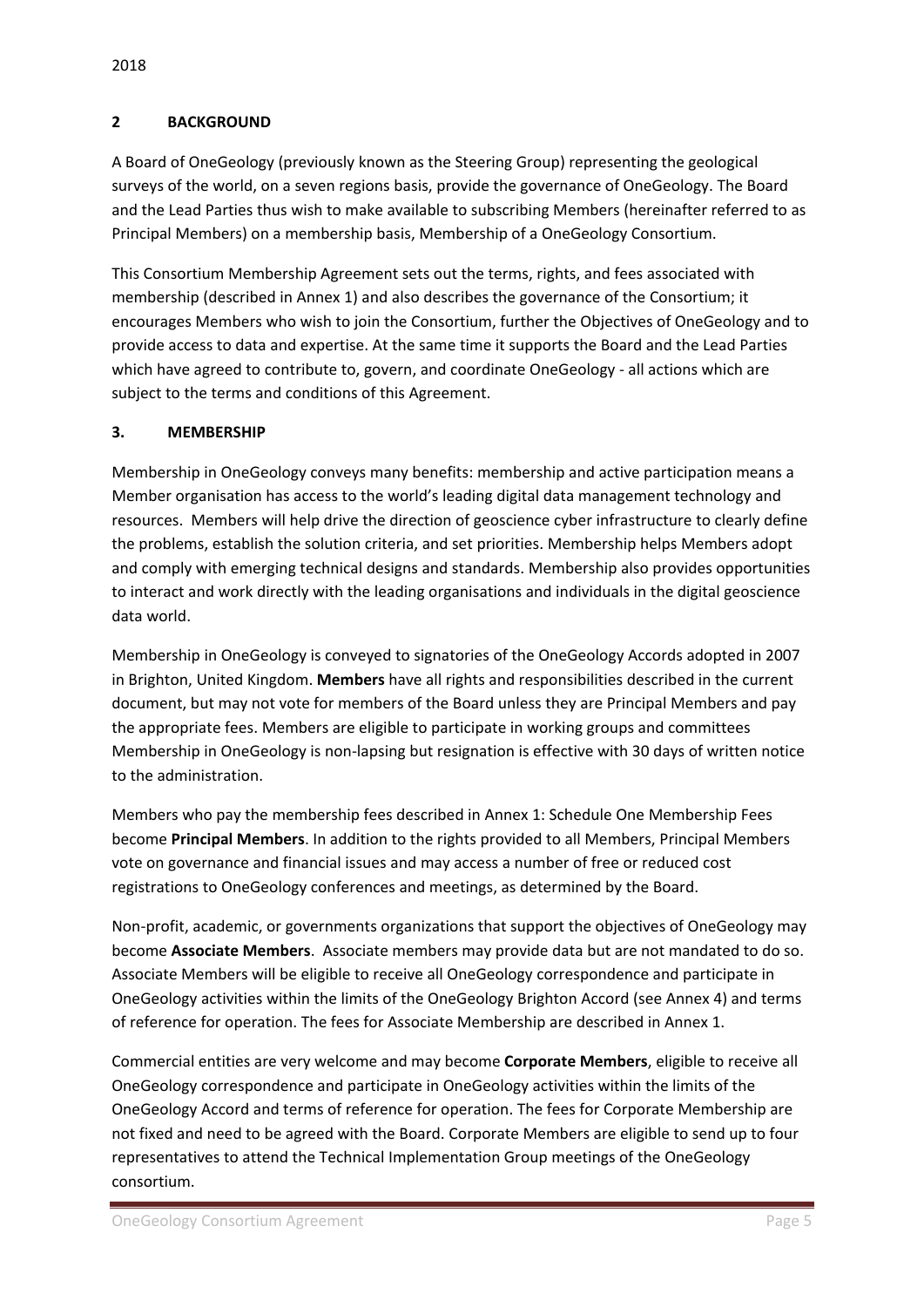## 2 BACKGROUND

A Board of OneGeology (previously known as the Steering Group) representing the geological surveys of the world, on a seven regions basis, provide the governance of OneGeology. The Board and the Lead Parties thus wish to make available to subscribing Members (hereinafter referred to as Principal Members) on a membership basis, Membership of a OneGeology Consortium.

This Consortium Membership Agreement sets out the terms, rights, and fees associated with membership (described in Annex 1) and also describes the governance of the Consortium; it encourages Members who wish to join the Consortium, further the Objectives of OneGeology and to provide access to data and expertise. At the same time it supports the Board and the Lead Parties which have agreed to contribute to, govern, and coordinate OneGeology - all actions which are subject to the terms and conditions of this Agreement.

## 3. MEMBERSHIP

Membership in OneGeology conveys many benefits: membership and active participation means a Member organisation has access to the world's leading digital data management technology and resources. Members will help drive the direction of geoscience cyber infrastructure to clearly define the problems, establish the solution criteria, and set priorities. Membership helps Members adopt and comply with emerging technical designs and standards. Membership also provides opportunities to interact and work directly with the leading organisations and individuals in the digital geoscience data world.

Membership in OneGeology is conveyed to signatories of the OneGeology Accords adopted in 2007 in Brighton, United Kingdom. **Members** have all rights and responsibilities described in the current document, but may not vote for members of the Board unless they are Principal Members and pay the appropriate fees. Members are eligible to participate in working groups and committees Membership in OneGeology is non-lapsing but resignation is effective with 30 days of written notice to the administration.

Members who pay the membership fees described in Annex 1: Schedule One Membership Fees become **Principal Members**. In addition to the rights provided to all Members, Principal Members vote on governance and financial issues and may access a number of free or reduced cost registrations to OneGeology conferences and meetings, as determined by the Board.

Non-profit, academic, or governments organizations that support the objectives of OneGeology may become **Associate Members**. Associate members may provide data but are not mandated to do so. Associate Members will be eligible to receive all OneGeology correspondence and participate in OneGeology activities within the limits of the OneGeology Brighton Accord (see Annex 4) and terms of reference for operation. The fees for Associate Membership are described in Annex 1.

Commercial entities are very welcome and may become **Corporate Members**, eligible to receive all OneGeology correspondence and participate in OneGeology activities within the limits of the OneGeology Accord and terms of reference for operation. The fees for Corporate Membership are not fixed and need to be agreed with the Board. Corporate Members are eligible to send up to four representatives to attend the Technical Implementation Group meetings of the OneGeology consortium.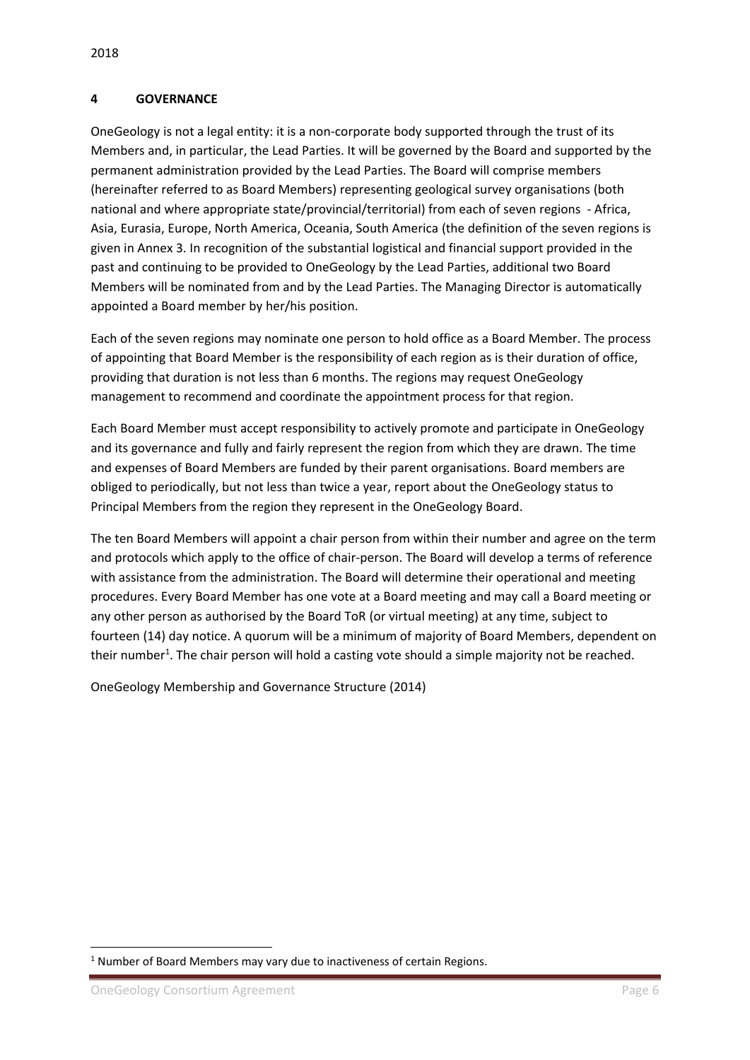## 4 GOVERNANCE

OneGeology is not a legal entity: it is a non-corporate body supported through the trust of its Members and, in particular, the Lead Parties. It will be governed by the Board and supported by the permanent administration provided by the Lead Parties. The Board will comprise members (hereinafter referred to as Board Members) representing geological survey organisations (both national and where appropriate state/provincial/territorial) from each of seven regions - Africa, Asia, Eurasia, Europe, North America, Oceania, South America (the definition of the seven regions is given in Annex 3. In recognition of the substantial logistical and financial support provided in the past and continuing to be provided to OneGeology by the Lead Parties, additional two Board Members will be nominated from and by the Lead Parties. The Managing Director is automatically appointed a Board member by her/his position.

Each of the seven regions may nominate one person to hold office as a Board Member. The process of appointing that Board Member is the responsibility of each region as is their duration of office, providing that duration is not less than 6 months. The regions may request OneGeology management to recommend and coordinate the appointment process for that region.

Each Board Member must accept responsibility to actively promote and participate in OneGeology and its governance and fully and fairly represent the region from which they are drawn. The time and expenses of Board Members are funded by their parent organisations. Board members are obliged to periodically, but not less than twice a year, report about the OneGeology status to Principal Members from the region they represent in the OneGeology Board.

The ten Board Members will appoint a chair person from within their number and agree on the term and protocols which apply to the office of chair-person. The Board will develop a terms of reference with assistance from the administration. The Board will determine their operational and meeting procedures. Every Board Member has one vote at a Board meeting and may call a Board meeting or any other person as authorised by the Board ToR (or virtual meeting) at any time, subject to fourteen (14) day notice. A quorum will be a minimum of majority of Board Members, dependent on their number[1]. The chair person will hold a casting vote should a simple majority not be reached.

OneGeology Membership and Governance Structure (2014)

[1] Number of Board Members may vary due to inactiveness of certain Regions.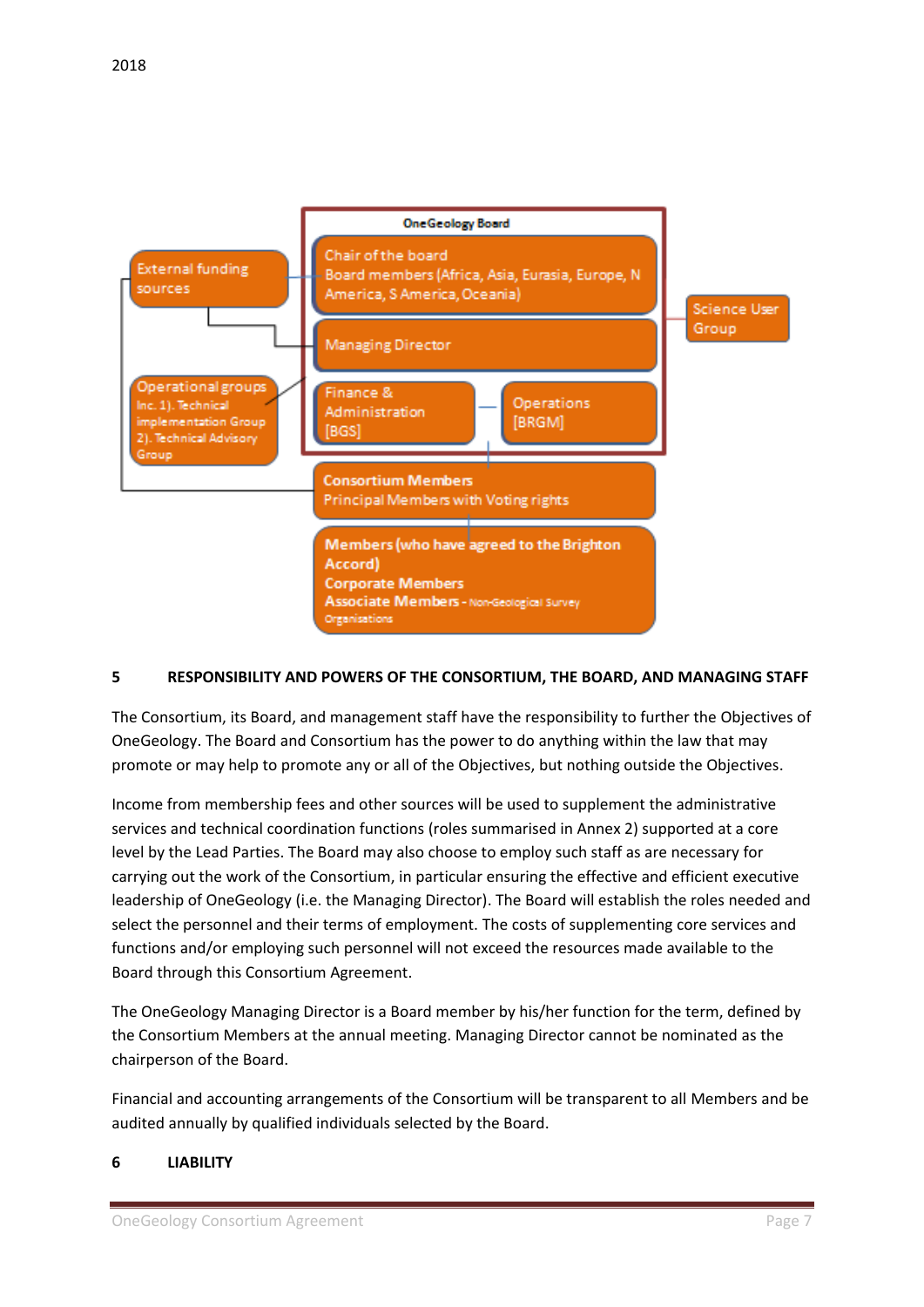2018

OneGeology Board

Chair of the board
Board members (Africa, Asia, Eurasia, Europe, N America, S America, Oceania)

Managing Director

Finance & Administration [BGS]

Operations [BRGM]

External funding sources

Operational groups Inc. 1). Technical implementation Group 2). Technical Advisory Group

Science User Group

**Consortium Members**
Principal Members with Voting rights

**Members (who have agreed to the Brighton Accord)**
**Corporate Members**
**Associate Members** - Non-Geological Survey Organisations

## 5 RESPONSIBILITY AND POWERS OF THE CONSORTIUM, THE BOARD, AND MANAGING STAFF

The Consortium, its Board, and management staff have the responsibility to further the Objectives of OneGeology. The Board and Consortium has the power to do anything within the law that may promote or may help to promote any or all of the Objectives, but nothing outside the Objectives.

Income from membership fees and other sources will be used to supplement the administrative services and technical coordination functions (roles summarised in Annex 2) supported at a core level by the Lead Parties. The Board may also choose to employ such staff as are necessary for carrying out the work of the Consortium, in particular ensuring the effective and efficient executive leadership of OneGeology (i.e. the Managing Director). The Board will establish the roles needed and select the personnel and their terms of employment. The costs of supplementing core services and functions and/or employing such personnel will not exceed the resources made available to the Board through this Consortium Agreement.

The OneGeology Managing Director is a Board member by his/her function for the term, defined by the Consortium Members at the annual meeting. Managing Director cannot be nominated as the chairperson of the Board.

Financial and accounting arrangements of the Consortium will be transparent to all Members and be audited annually by qualified individuals selected by the Board.

## 6 LIABILITY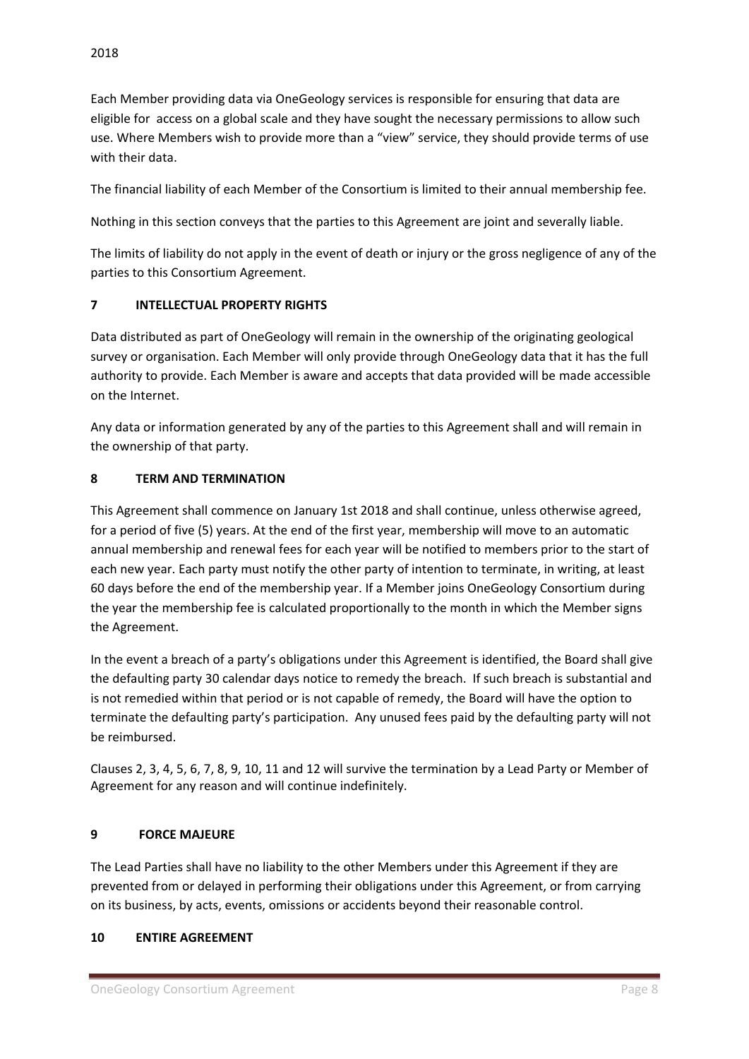2018

Each Member providing data via OneGeology services is responsible for ensuring that data are eligible for access on a global scale and they have sought the necessary permissions to allow such use. Where Members wish to provide more than a "view" service, they should provide terms of use with their data.

The financial liability of each Member of the Consortium is limited to their annual membership fee.

Nothing in this section conveys that the parties to this Agreement are joint and severally liable.

The limits of liability do not apply in the event of death or injury or the gross negligence of any of the parties to this Consortium Agreement.

## 7 INTELLECTUAL PROPERTY RIGHTS

Data distributed as part of OneGeology will remain in the ownership of the originating geological survey or organisation. Each Member will only provide through OneGeology data that it has the full authority to provide. Each Member is aware and accepts that data provided will be made accessible on the Internet.

Any data or information generated by any of the parties to this Agreement shall and will remain in the ownership of that party.

## 8 TERM AND TERMINATION

This Agreement shall commence on January 1st 2018 and shall continue, unless otherwise agreed, for a period of five (5) years. At the end of the first year, membership will move to an automatic annual membership and renewal fees for each year will be notified to members prior to the start of each new year. Each party must notify the other party of intention to terminate, in writing, at least 60 days before the end of the membership year. If a Member joins OneGeology Consortium during the year the membership fee is calculated proportionally to the month in which the Member signs the Agreement.

In the event a breach of a party's obligations under this Agreement is identified, the Board shall give the defaulting party 30 calendar days notice to remedy the breach. If such breach is substantial and is not remedied within that period or is not capable of remedy, the Board will have the option to terminate the defaulting party's participation. Any unused fees paid by the defaulting party will not be reimbursed.

Clauses 2, 3, 4, 5, 6, 7, 8, 9, 10, 11 and 12 will survive the termination by a Lead Party or Member of Agreement for any reason and will continue indefinitely.

## 9 FORCE MAJEURE

The Lead Parties shall have no liability to the other Members under this Agreement if they are prevented from or delayed in performing their obligations under this Agreement, or from carrying on its business, by acts, events, omissions or accidents beyond their reasonable control.

## 10 ENTIRE AGREEMENT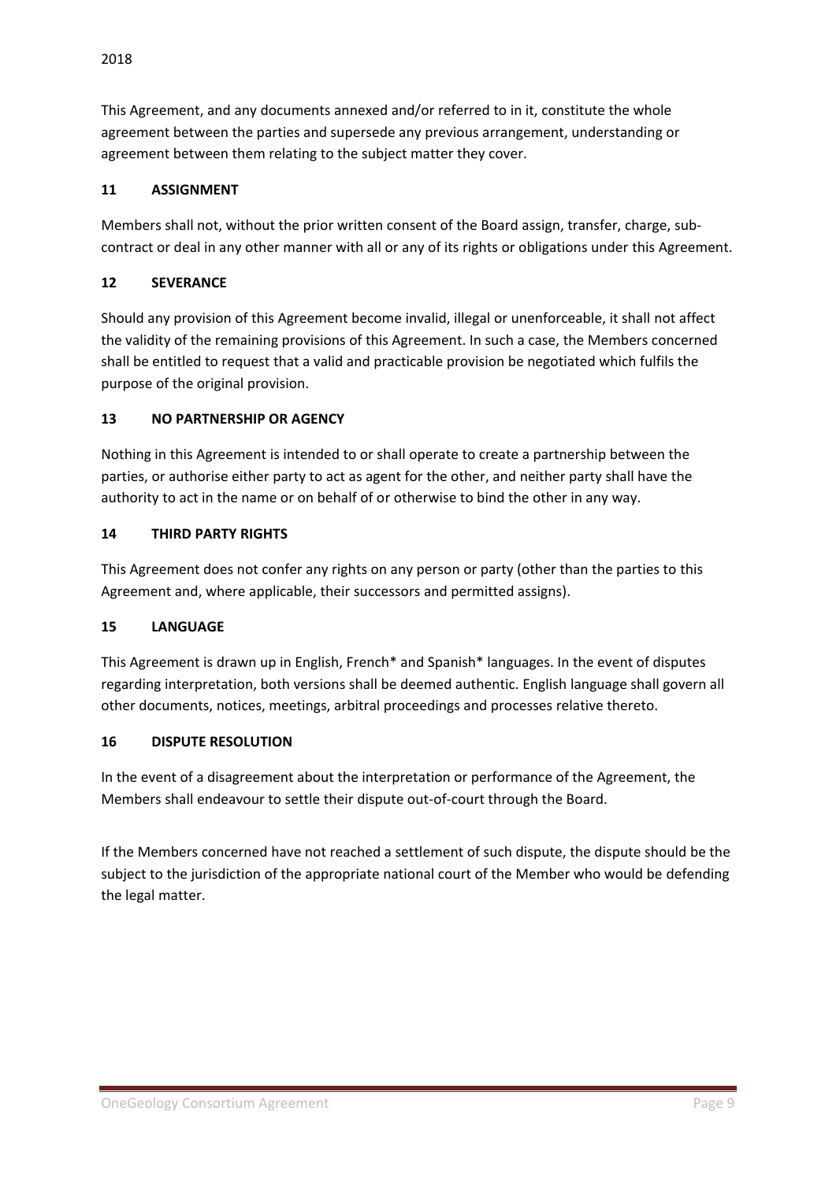2018

This Agreement, and any documents annexed and/or referred to in it, constitute the whole agreement between the parties and supersede any previous arrangement, understanding or agreement between them relating to the subject matter they cover.

## 11 ASSIGNMENT

Members shall not, without the prior written consent of the Board assign, transfer, charge, sub-contract or deal in any other manner with all or any of its rights or obligations under this Agreement.

## 12 SEVERANCE

Should any provision of this Agreement become invalid, illegal or unenforceable, it shall not affect the validity of the remaining provisions of this Agreement. In such a case, the Members concerned shall be entitled to request that a valid and practicable provision be negotiated which fulfils the purpose of the original provision.

## 13 NO PARTNERSHIP OR AGENCY

Nothing in this Agreement is intended to or shall operate to create a partnership between the parties, or authorise either party to act as agent for the other, and neither party shall have the authority to act in the name or on behalf of or otherwise to bind the other in any way.

## 14 THIRD PARTY RIGHTS

This Agreement does not confer any rights on any person or party (other than the parties to this Agreement and, where applicable, their successors and permitted assigns).

## 15 LANGUAGE

This Agreement is drawn up in English, French* and Spanish* languages. In the event of disputes regarding interpretation, both versions shall be deemed authentic. English language shall govern all other documents, notices, meetings, arbitral proceedings and processes relative thereto.

## 16 DISPUTE RESOLUTION

In the event of a disagreement about the interpretation or performance of the Agreement, the Members shall endeavour to settle their dispute out-of-court through the Board.

If the Members concerned have not reached a settlement of such dispute, the dispute should be the subject to the jurisdiction of the appropriate national court of the Member who would be defending the legal matter.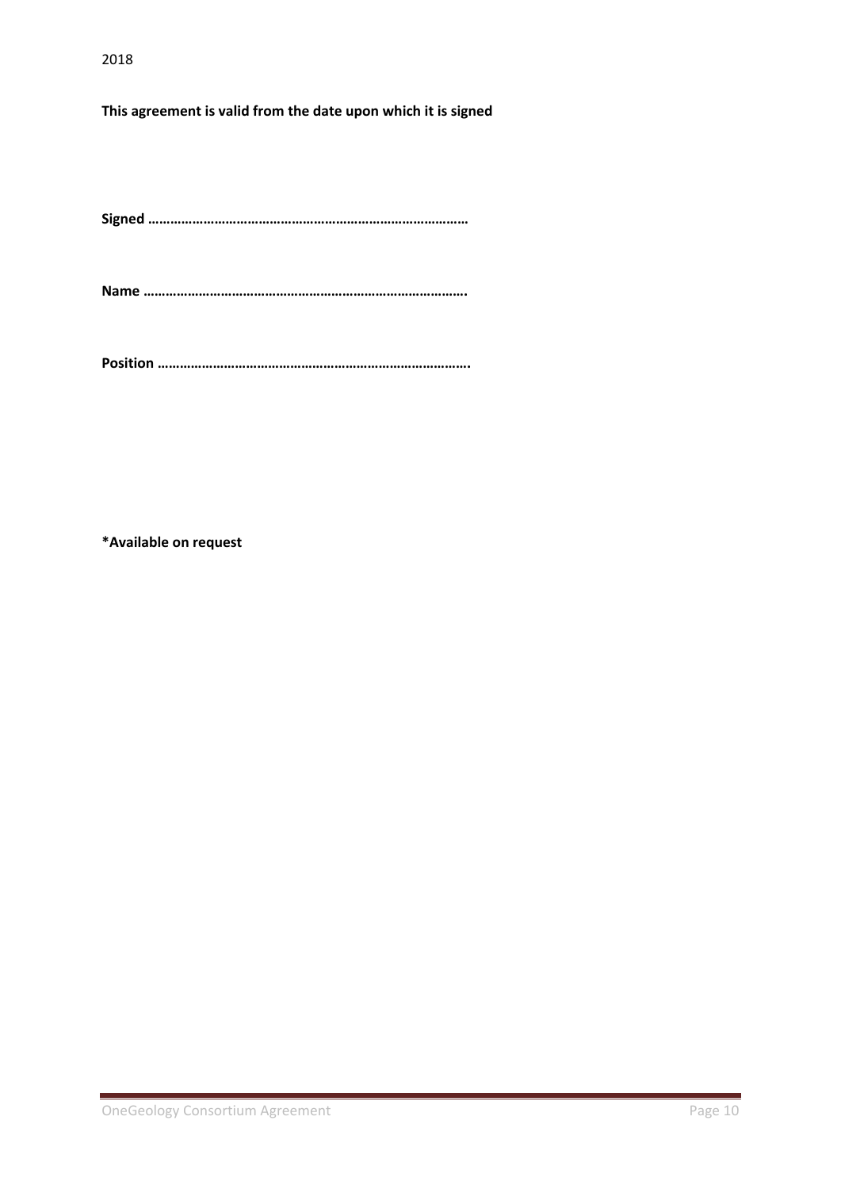2018

**This agreement is valid from the date upon which it is signed**

**Signed …………………………………………………………………………**

**Name ………………………………………………………………………….**

**Position ……………………………………………………………………….**

**\*Available on request**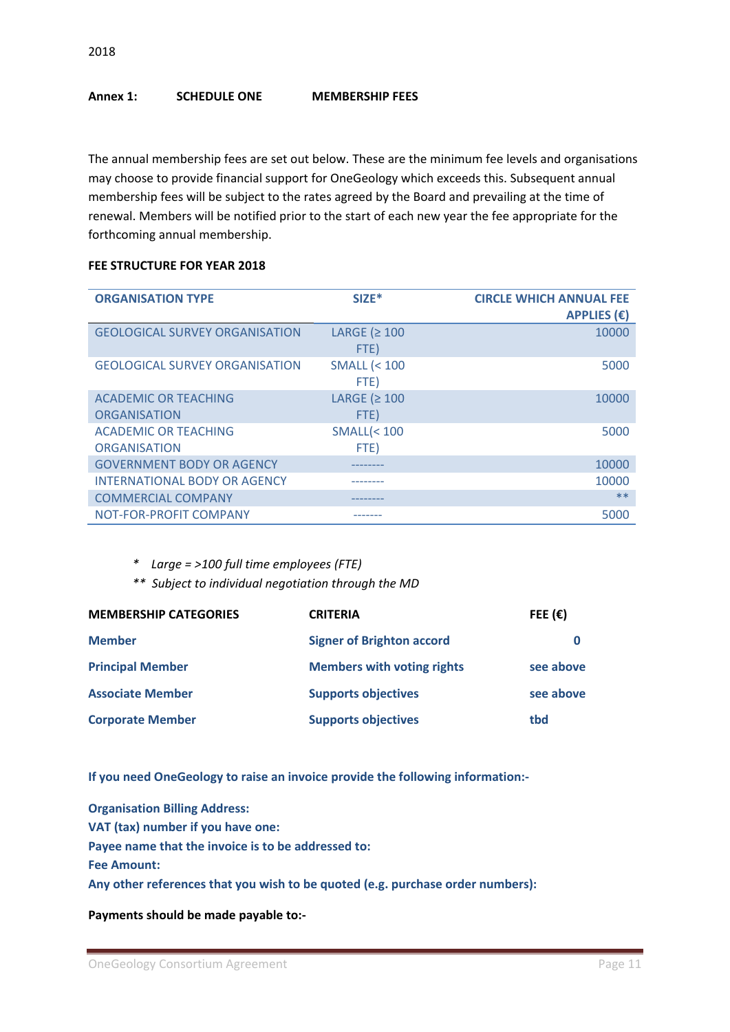2018

**Annex 1: SCHEDULE ONE MEMBERSHIP FEES**

The annual membership fees are set out below. These are the minimum fee levels and organisations may choose to provide financial support for OneGeology which exceeds this. Subsequent annual membership fees will be subject to the rates agreed by the Board and prevailing at the time of renewal. Members will be notified prior to the start of each new year the fee appropriate for the forthcoming annual membership.

**FEE STRUCTURE FOR YEAR 2018**

| ORGANISATION TYPE | SIZE* | CIRCLE WHICH ANNUAL FEE APPLIES (€) |
|---|---|---|
| GEOLOGICAL SURVEY ORGANISATION | LARGE (≥ 100 FTE) | 10000 |
| GEOLOGICAL SURVEY ORGANISATION | SMALL (< 100 FTE) | 5000 |
| ACADEMIC OR TEACHING ORGANISATION | LARGE (≥ 100 FTE) | 10000 |
| ACADEMIC OR TEACHING ORGANISATION | SMALL(< 100 FTE) | 5000 |
| GOVERNMENT BODY OR AGENCY | -------- | 10000 |
| INTERNATIONAL BODY OR AGENCY | -------- | 10000 |
| COMMERCIAL COMPANY | -------- | ** |
| NOT-FOR-PROFIT COMPANY | ------- | 5000 |

\* *Large = >100 full time employees (FTE)*

\*\* *Subject to individual negotiation through the MD*

| MEMBERSHIP CATEGORIES | CRITERIA | FEE (€) |
|---|---|---|
| **Member** | **Signer of Brighton accord** | **0** |
| **Principal Member** | **Members with voting rights** | **see above** |
| **Associate Member** | **Supports objectives** | **see above** |
| **Corporate Member** | **Supports objectives** | **tbd** |

**If you need OneGeology to raise an invoice provide the following information:-**

**Organisation Billing Address:**
**VAT (tax) number if you have one:**
**Payee name that the invoice is to be addressed to:**
**Fee Amount:**
**Any other references that you wish to be quoted (e.g. purchase order numbers):**

**Payments should be made payable to:-**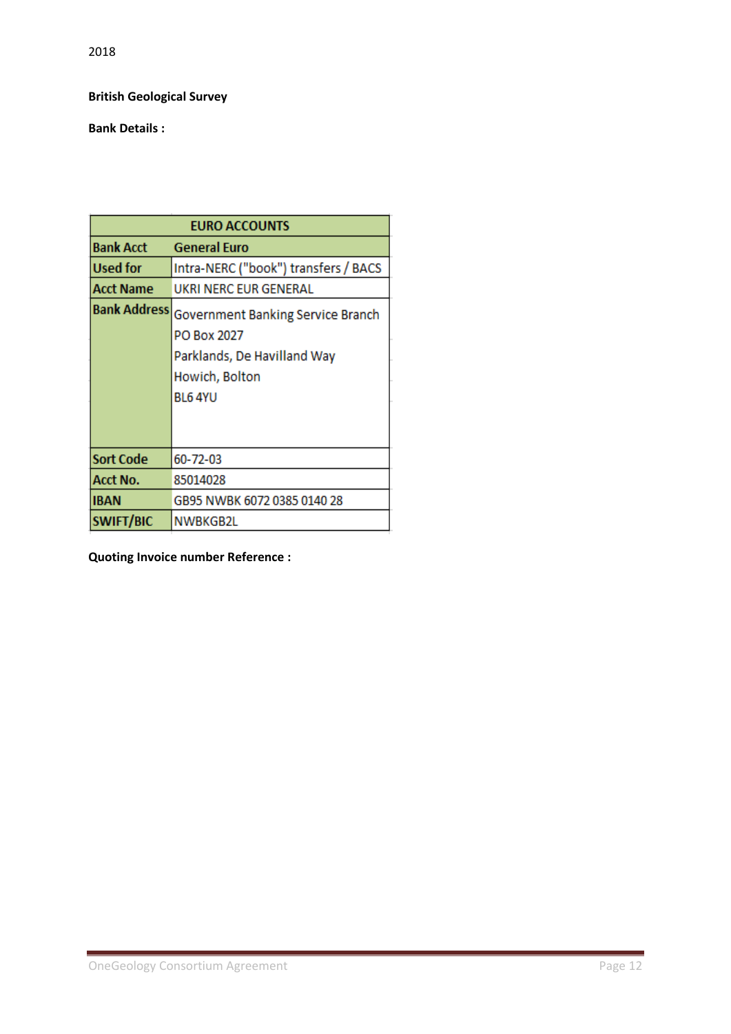2018

**British Geological Survey**

**Bank Details :**

| EURO ACCOUNTS | |
|---|---|
| **Bank Acct** | **General Euro** |
| **Used for** | Intra-NERC ("book") transfers / BACS |
| **Acct Name** | UKRI NERC EUR GENERAL |
| **Bank Address** | Government Banking Service Branch<br>PO Box 2027<br>Parklands, De Havilland Way<br>Howich, Bolton<br>BL6 4YU |
| **Sort Code** | 60-72-03 |
| **Acct No.** | 85014028 |
| **IBAN** | GB95 NWBK 6072 0385 0140 28 |
| **SWIFT/BIC** | NWBKGB2L |

**Quoting Invoice number Reference :**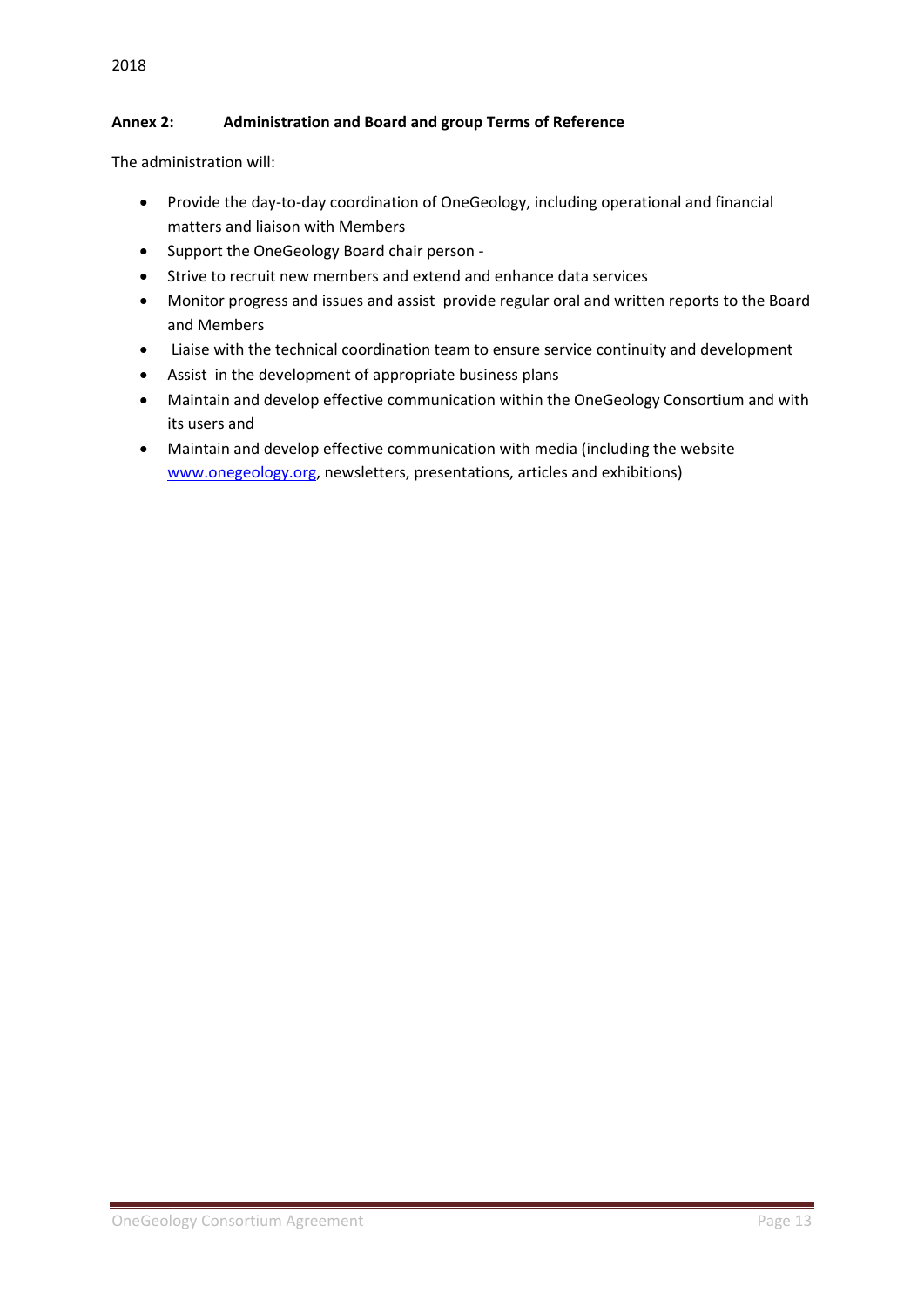## Annex 2: Administration and Board and group Terms of Reference

The administration will:

- Provide the day-to-day coordination of OneGeology, including operational and financial matters and liaison with Members
- Support the OneGeology Board chair person -
- Strive to recruit new members and extend and enhance data services
- Monitor progress and issues and assist provide regular oral and written reports to the Board and Members
- Liaise with the technical coordination team to ensure service continuity and development
- Assist in the development of appropriate business plans
- Maintain and develop effective communication within the OneGeology Consortium and with its users and
- Maintain and develop effective communication with media (including the website [www.onegeology.org](http://www.onegeology.org), newsletters, presentations, articles and exhibitions)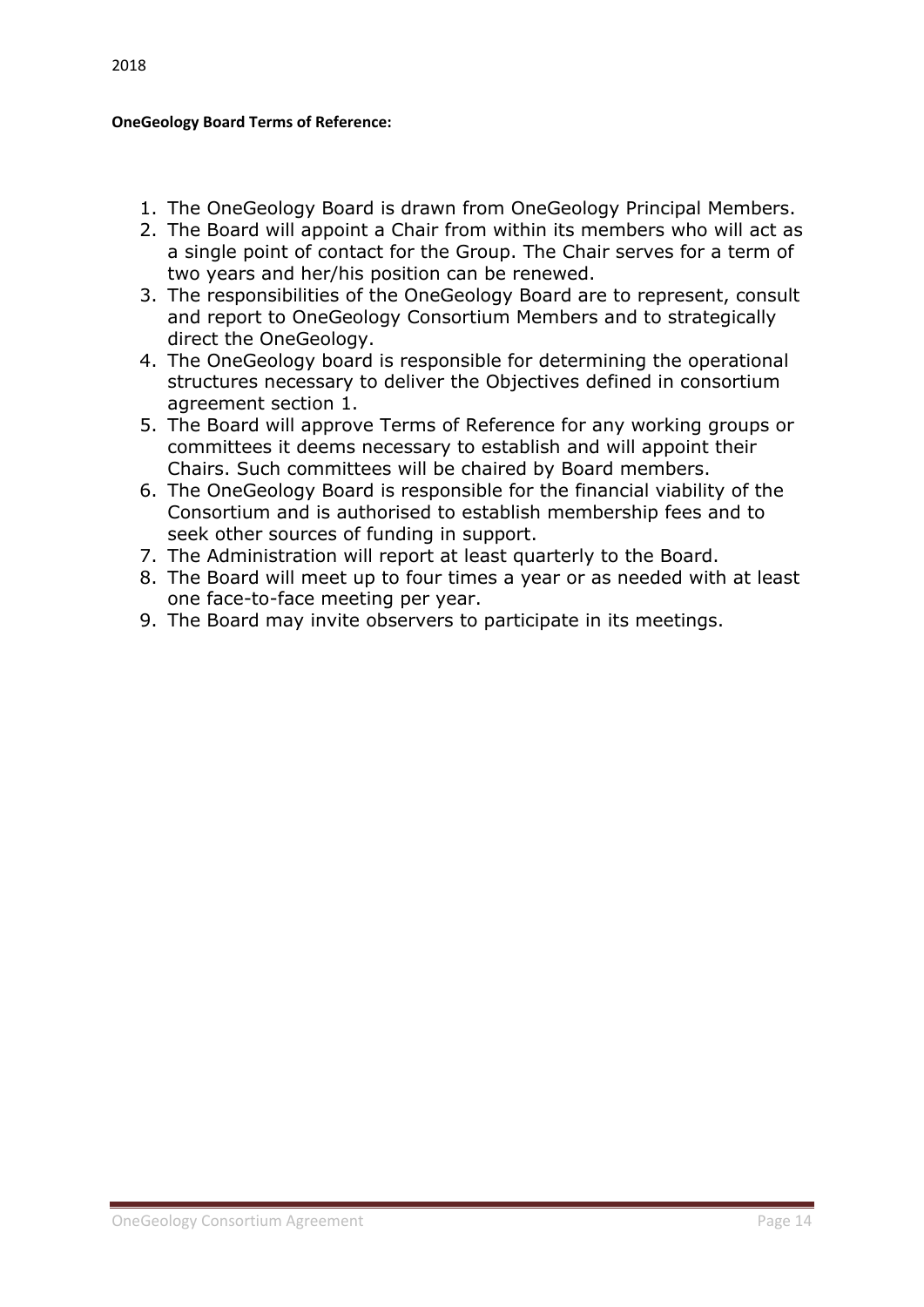**OneGeology Board Terms of Reference:**

1. The OneGeology Board is drawn from OneGeology Principal Members.
2. The Board will appoint a Chair from within its members who will act as a single point of contact for the Group. The Chair serves for a term of two years and her/his position can be renewed.
3. The responsibilities of the OneGeology Board are to represent, consult and report to OneGeology Consortium Members and to strategically direct the OneGeology.
4. The OneGeology board is responsible for determining the operational structures necessary to deliver the Objectives defined in consortium agreement section 1.
5. The Board will approve Terms of Reference for any working groups or committees it deems necessary to establish and will appoint their Chairs. Such committees will be chaired by Board members.
6. The OneGeology Board is responsible for the financial viability of the Consortium and is authorised to establish membership fees and to seek other sources of funding in support.
7. The Administration will report at least quarterly to the Board.
8. The Board will meet up to four times a year or as needed with at least one face-to-face meeting per year.
9. The Board may invite observers to participate in its meetings.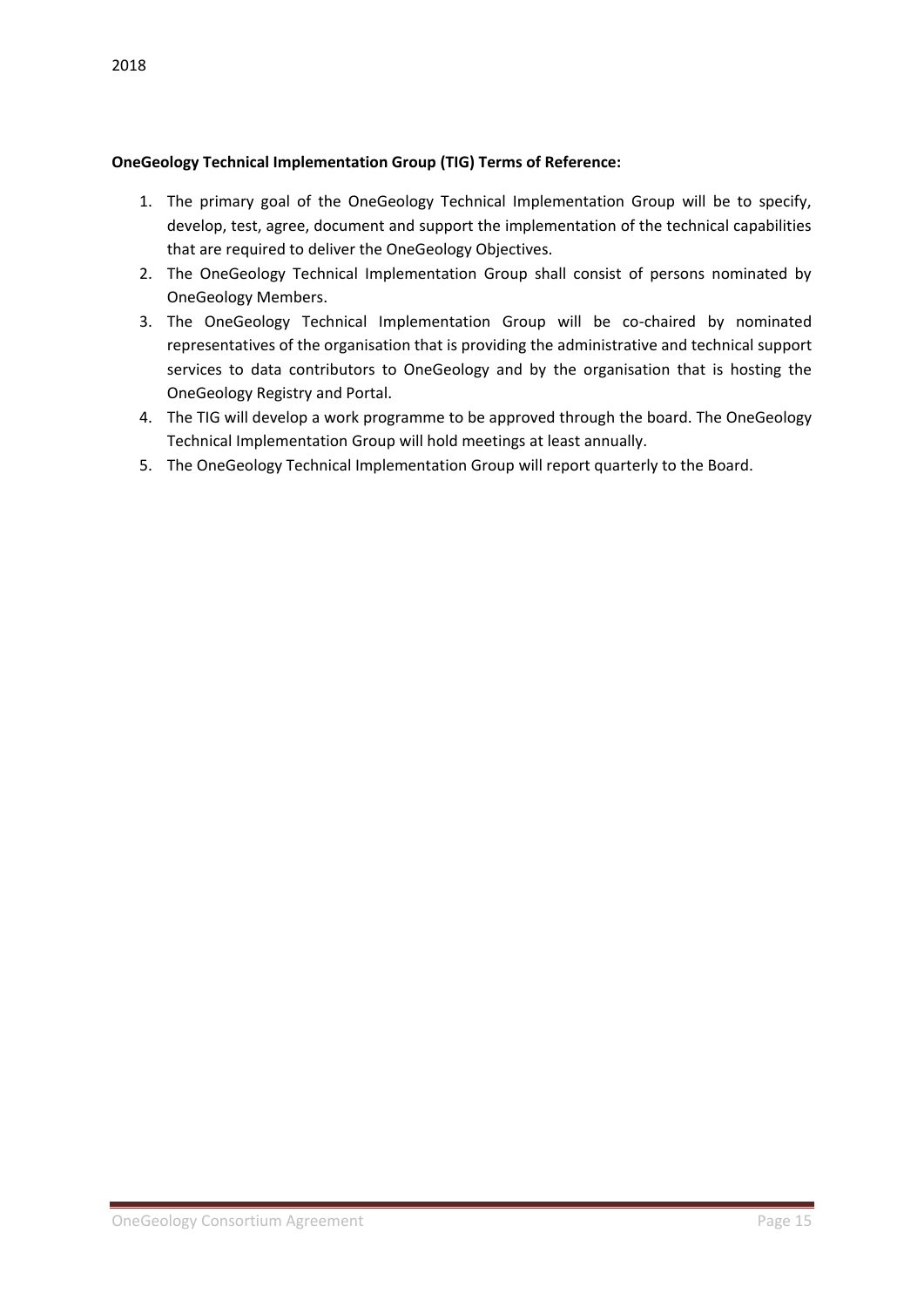**OneGeology Technical Implementation Group (TIG) Terms of Reference:**

1. The primary goal of the OneGeology Technical Implementation Group will be to specify, develop, test, agree, document and support the implementation of the technical capabilities that are required to deliver the OneGeology Objectives.
2. The OneGeology Technical Implementation Group shall consist of persons nominated by OneGeology Members.
3. The OneGeology Technical Implementation Group will be co-chaired by nominated representatives of the organisation that is providing the administrative and technical support services to data contributors to OneGeology and by the organisation that is hosting the OneGeology Registry and Portal.
4. The TIG will develop a work programme to be approved through the board. The OneGeology Technical Implementation Group will hold meetings at least annually.
5. The OneGeology Technical Implementation Group will report quarterly to the Board.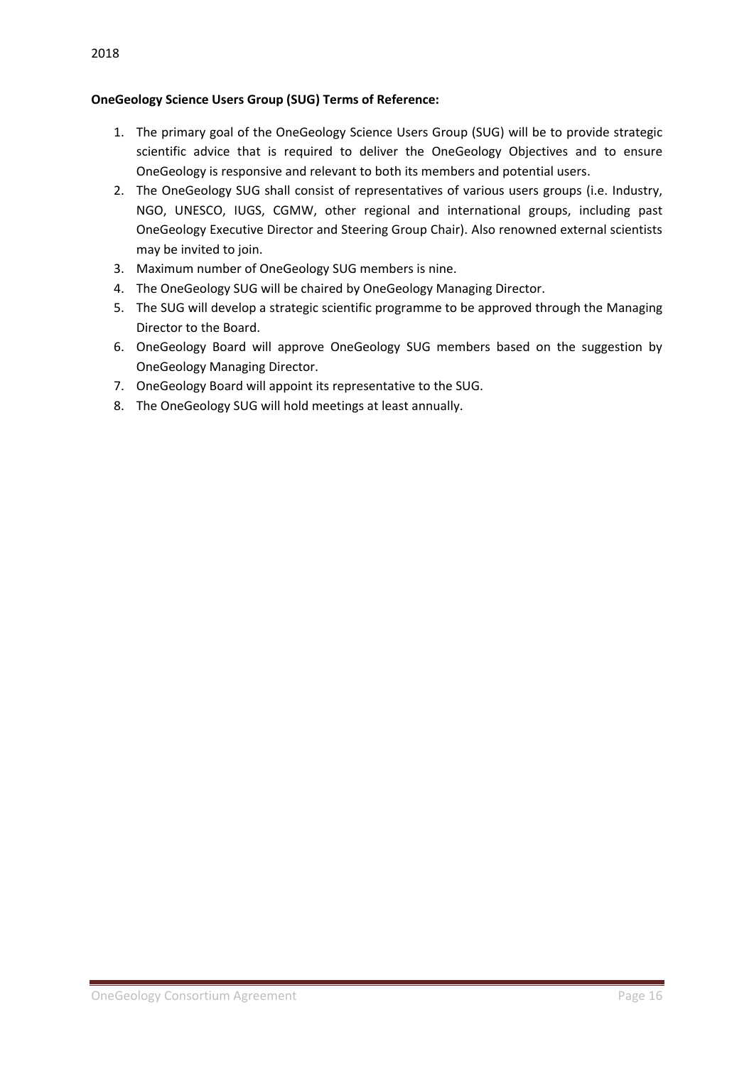**OneGeology Science Users Group (SUG) Terms of Reference:**

1. The primary goal of the OneGeology Science Users Group (SUG) will be to provide strategic scientific advice that is required to deliver the OneGeology Objectives and to ensure OneGeology is responsive and relevant to both its members and potential users.
2. The OneGeology SUG shall consist of representatives of various users groups (i.e. Industry, NGO, UNESCO, IUGS, CGMW, other regional and international groups, including past OneGeology Executive Director and Steering Group Chair). Also renowned external scientists may be invited to join.
3. Maximum number of OneGeology SUG members is nine.
4. The OneGeology SUG will be chaired by OneGeology Managing Director.
5. The SUG will develop a strategic scientific programme to be approved through the Managing Director to the Board.
6. OneGeology Board will approve OneGeology SUG members based on the suggestion by OneGeology Managing Director.
7. OneGeology Board will appoint its representative to the SUG.
8. The OneGeology SUG will hold meetings at least annually.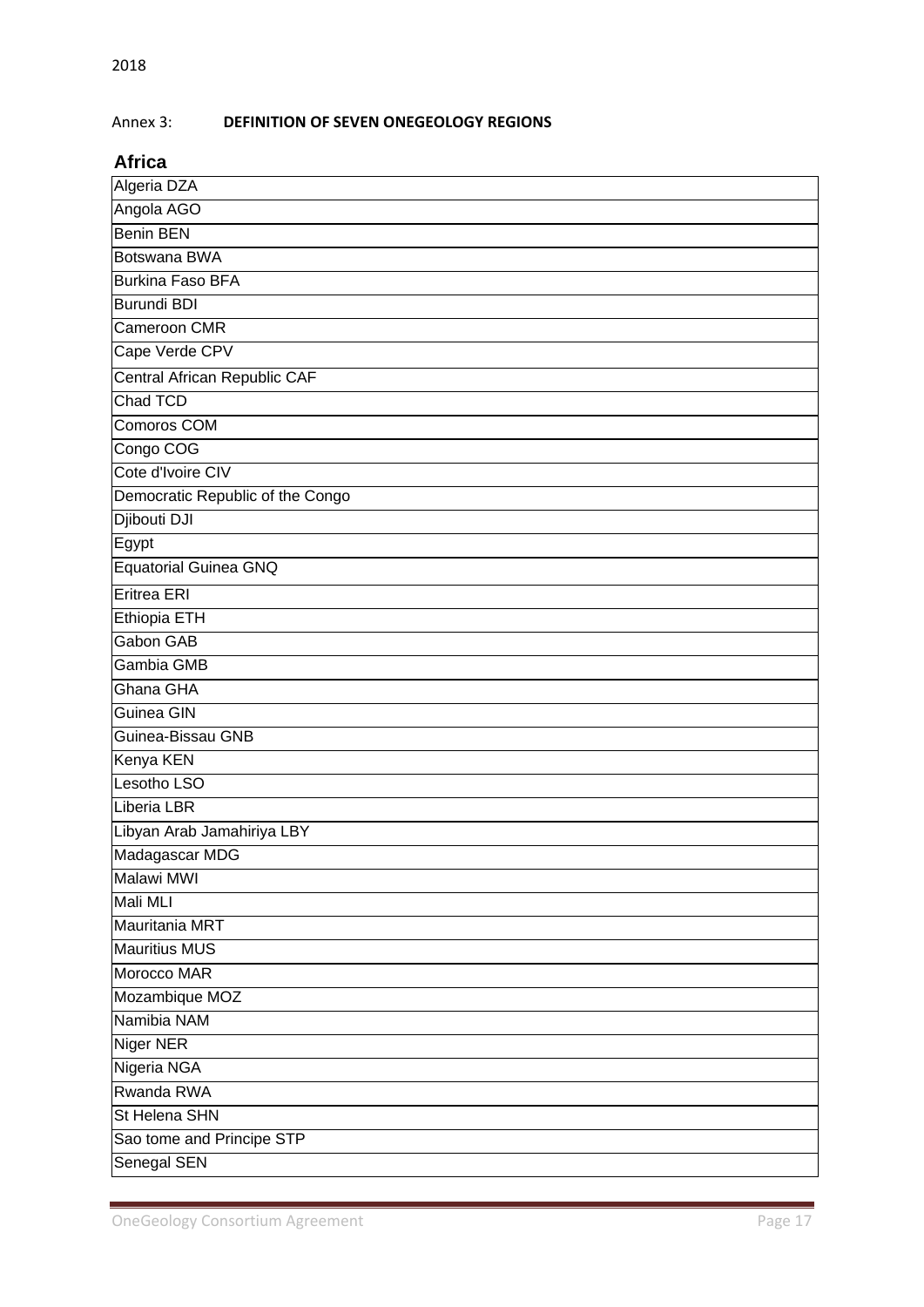Annex 3: **DEFINITION OF SEVEN ONEGEOLOGY REGIONS**

## Africa

| Africa |
|---|
| Algeria DZA |
| Angola AGO |
| Benin BEN |
| Botswana BWA |
| Burkina Faso BFA |
| Burundi BDI |
| Cameroon CMR |
| Cape Verde CPV |
| Central African Republic CAF |
| Chad TCD |
| Comoros COM |
| Congo COG |
| Cote d'Ivoire CIV |
| Democratic Republic of the Congo |
| Djibouti DJI |
| Egypt |
| Equatorial Guinea GNQ |
| Eritrea ERI |
| Ethiopia ETH |
| Gabon GAB |
| Gambia GMB |
| Ghana GHA |
| Guinea GIN |
| Guinea-Bissau GNB |
| Kenya KEN |
| Lesotho LSO |
| Liberia LBR |
| Libyan Arab Jamahiriya LBY |
| Madagascar MDG |
| Malawi MWI |
| Mali MLI |
| Mauritania MRT |
| Mauritius MUS |
| Morocco MAR |
| Mozambique MOZ |
| Namibia NAM |
| Niger NER |
| Nigeria NGA |
| Rwanda RWA |
| St Helena SHN |
| Sao tome and Principe STP |
| Senegal SEN |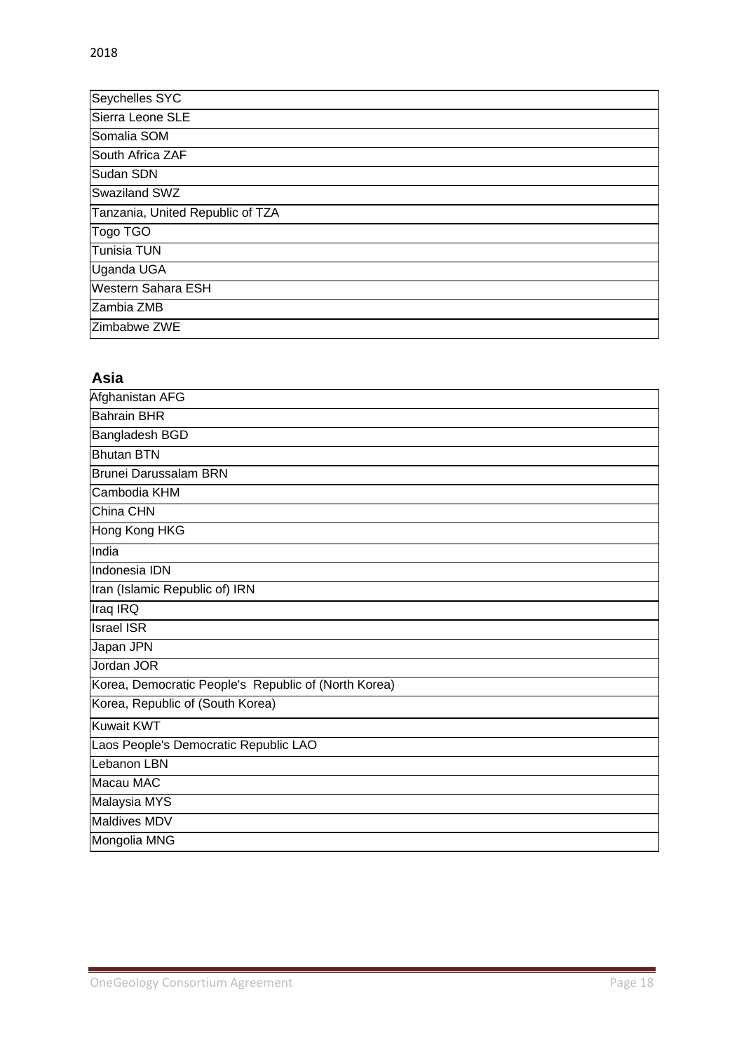| Seychelles SYC |
|---|
| Sierra Leone SLE |
| Somalia SOM |
| South Africa ZAF |
| Sudan SDN |
| Swaziland SWZ |
| Tanzania, United Republic of TZA |
| Togo TGO |
| Tunisia TUN |
| Uganda UGA |
| Western Sahara ESH |
| Zambia ZMB |
| Zimbabwe ZWE |

**Asia**

| Afghanistan AFG |
|---|
| Bahrain BHR |
| Bangladesh BGD |
| Bhutan BTN |
| Brunei Darussalam BRN |
| Cambodia KHM |
| China CHN |
| Hong Kong HKG |
| India |
| Indonesia IDN |
| Iran (Islamic Republic of) IRN |
| Iraq IRQ |
| Israel ISR |
| Japan JPN |
| Jordan JOR |
| Korea, Democratic People's Republic of (North Korea) |
| Korea, Republic of (South Korea) |
| Kuwait KWT |
| Laos People's Democratic Republic LAO |
| Lebanon LBN |
| Macau MAC |
| Malaysia MYS |
| Maldives MDV |
| Mongolia MNG |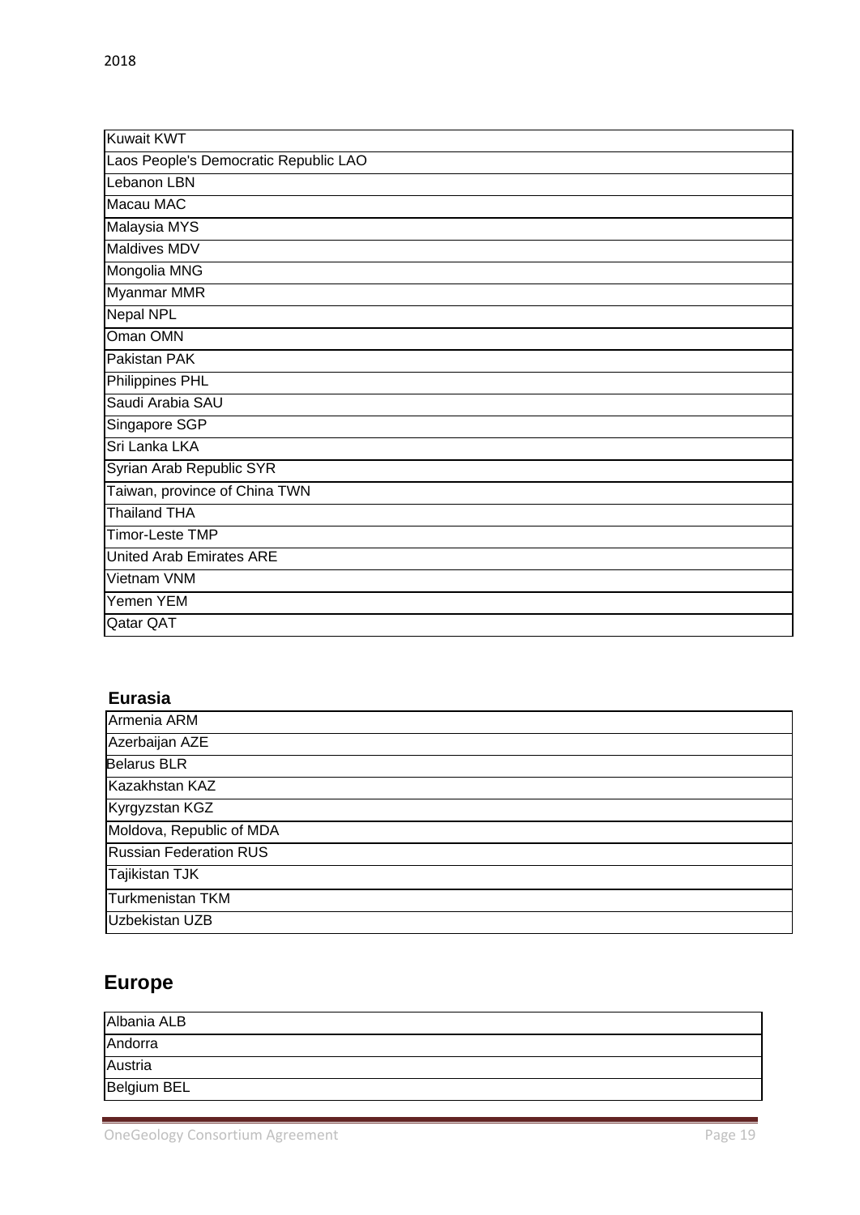| Kuwait KWT |
| --- |
| Laos People's Democratic Republic LAO |
| Lebanon LBN |
| Macau MAC |
| Malaysia MYS |
| Maldives MDV |
| Mongolia MNG |
| Myanmar MMR |
| Nepal NPL |
| Oman OMN |
| Pakistan PAK |
| Philippines PHL |
| Saudi Arabia SAU |
| Singapore SGP |
| Sri Lanka LKA |
| Syrian Arab Republic SYR |
| Taiwan, province of China TWN |
| Thailand THA |
| Timor-Leste TMP |
| United Arab Emirates ARE |
| Vietnam VNM |
| Yemen YEM |
| Qatar QAT |

**Eurasia**

| Armenia ARM |
| --- |
| Azerbaijan AZE |
| Belarus BLR |
| Kazakhstan KAZ |
| Kyrgyzstan KGZ |
| Moldova, Republic of MDA |
| Russian Federation RUS |
| Tajikistan TJK |
| Turkmenistan TKM |
| Uzbekistan UZB |

## Europe

| Albania ALB |
| --- |
| Andorra |
| Austria |
| Belgium BEL |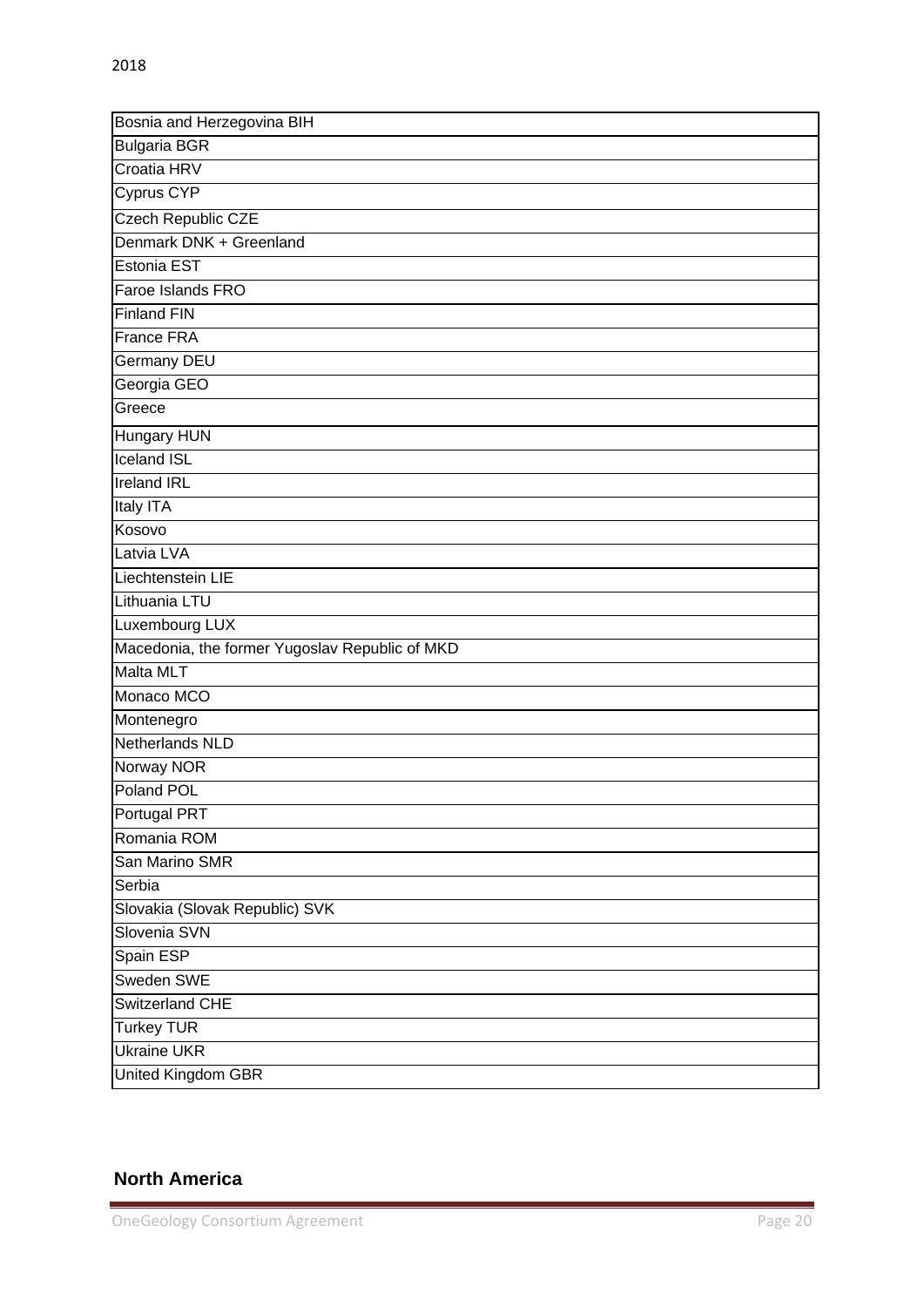| Bosnia and Herzegovina BIH |
| --- |
| Bulgaria BGR |
| Croatia HRV |
| Cyprus CYP |
| Czech Republic CZE |
| Denmark DNK + Greenland |
| Estonia EST |
| Faroe Islands FRO |
| Finland FIN |
| France FRA |
| Germany DEU |
| Georgia GEO |
| Greece |
| Hungary HUN |
| Iceland ISL |
| Ireland IRL |
| Italy ITA |
| Kosovo |
| Latvia LVA |
| Liechtenstein LIE |
| Lithuania LTU |
| Luxembourg LUX |
| Macedonia, the former Yugoslav Republic of MKD |
| Malta MLT |
| Monaco MCO |
| Montenegro |
| Netherlands NLD |
| Norway NOR |
| Poland POL |
| Portugal PRT |
| Romania ROM |
| San Marino SMR |
| Serbia |
| Slovakia (Slovak Republic) SVK |
| Slovenia SVN |
| Spain ESP |
| Sweden SWE |
| Switzerland CHE |
| Turkey TUR |
| Ukraine UKR |
| United Kingdom GBR |

**North America**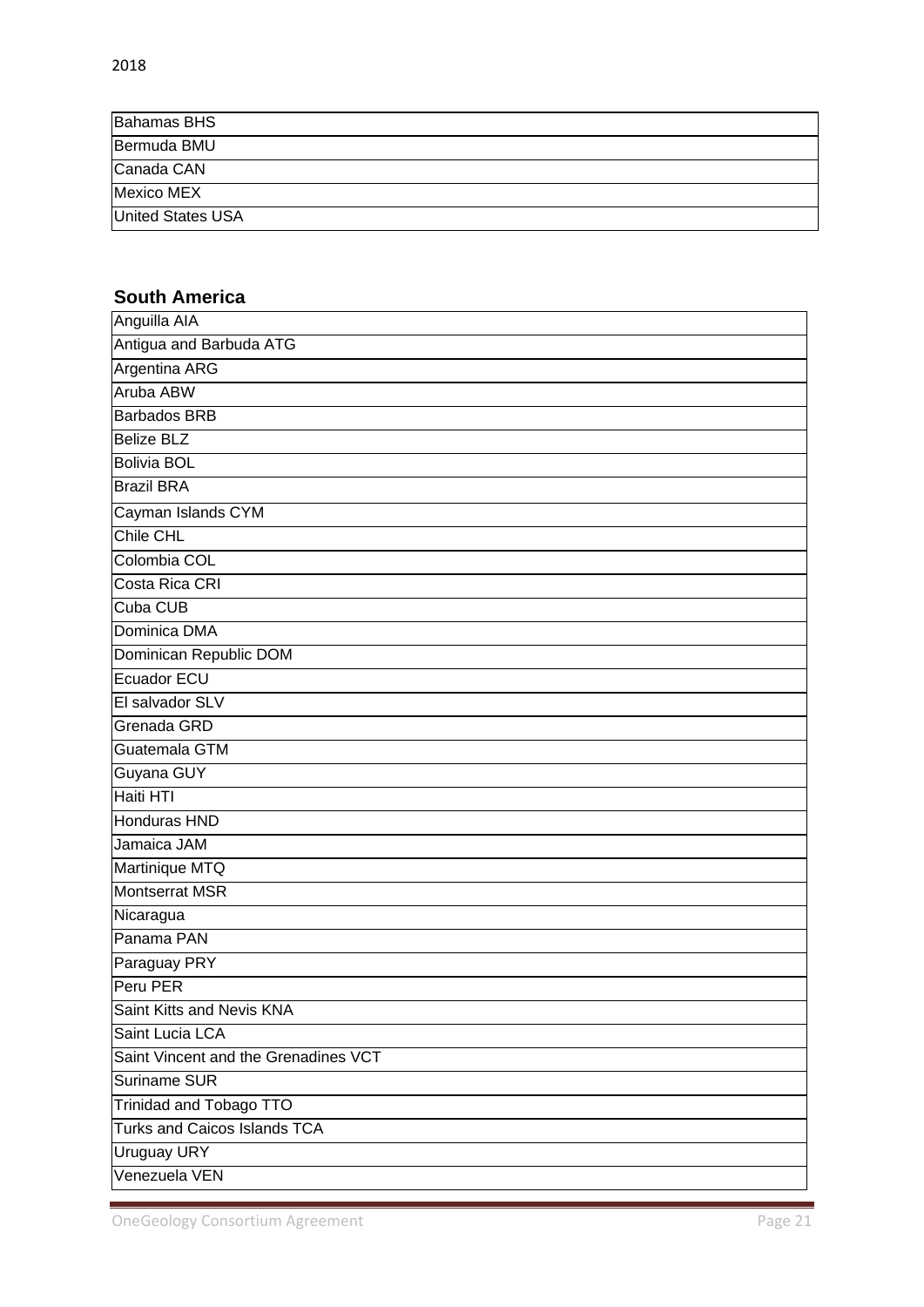2018

| Bahamas BHS |
|---|
| Bermuda BMU |
| Canada CAN |
| Mexico MEX |
| United States USA |

**South America**

| Anguilla AIA |
|---|
| Antigua and Barbuda ATG |
| Argentina ARG |
| Aruba ABW |
| Barbados BRB |
| Belize BLZ |
| Bolivia BOL |
| Brazil BRA |
| Cayman Islands CYM |
| Chile CHL |
| Colombia COL |
| Costa Rica CRI |
| Cuba CUB |
| Dominica DMA |
| Dominican Republic DOM |
| Ecuador ECU |
| El salvador SLV |
| Grenada GRD |
| Guatemala GTM |
| Guyana GUY |
| Haiti HTI |
| Honduras HND |
| Jamaica JAM |
| Martinique MTQ |
| Montserrat MSR |
| Nicaragua |
| Panama PAN |
| Paraguay PRY |
| Peru PER |
| Saint Kitts and Nevis KNA |
| Saint Lucia LCA |
| Saint Vincent and the Grenadines VCT |
| Suriname SUR |
| Trinidad and Tobago TTO |
| Turks and Caicos Islands TCA |
| Uruguay URY |
| Venezuela VEN |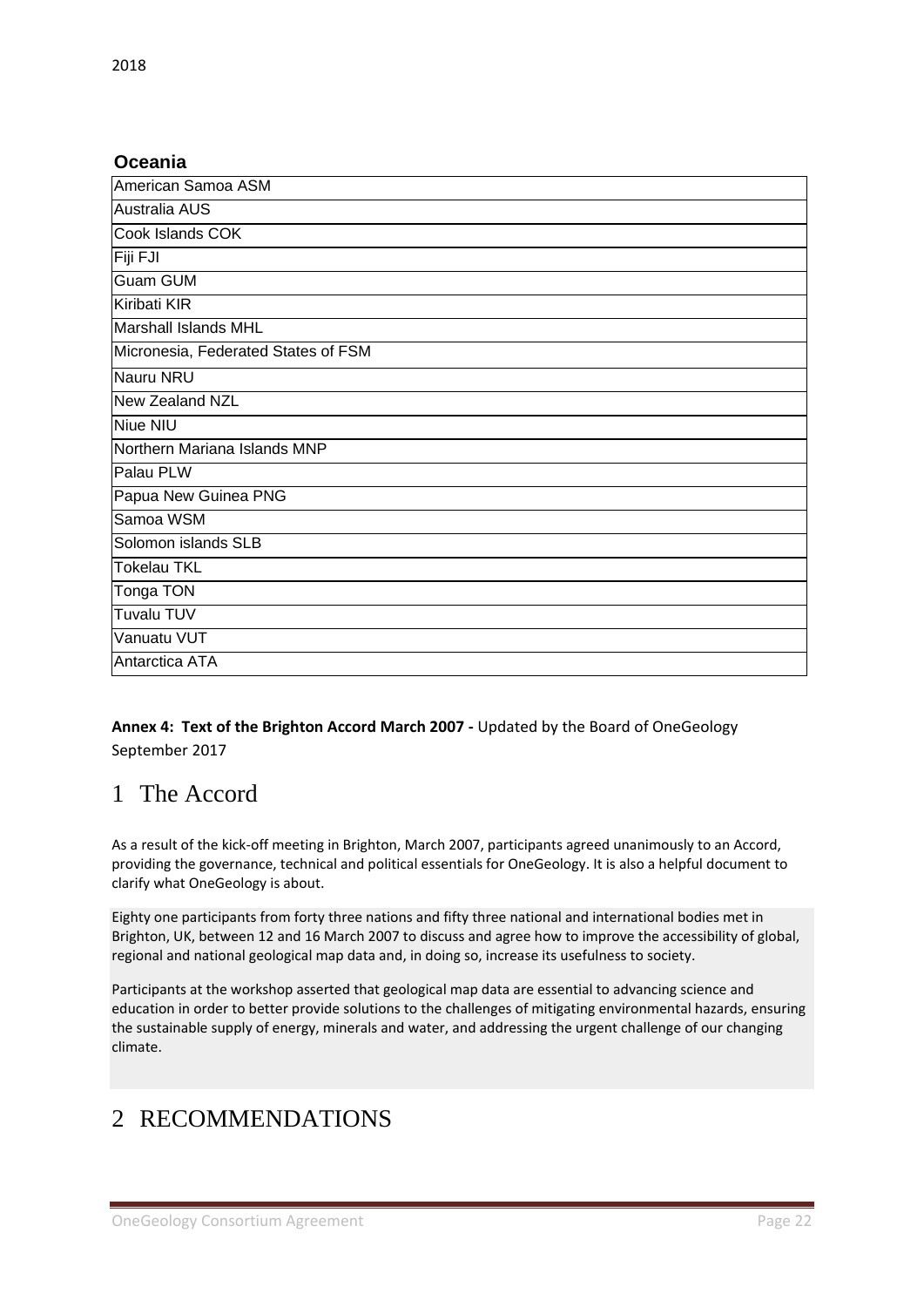2018

**Oceania**

| Oceania |
|---|
| American Samoa ASM |
| Australia AUS |
| Cook Islands COK |
| Fiji FJI |
| Guam GUM |
| Kiribati KIR |
| Marshall Islands MHL |
| Micronesia, Federated States of FSM |
| Nauru NRU |
| New Zealand NZL |
| Niue NIU |
| Northern Mariana Islands MNP |
| Palau PLW |
| Papua New Guinea PNG |
| Samoa WSM |
| Solomon islands SLB |
| Tokelau TKL |
| Tonga TON |
| Tuvalu TUV |
| Vanuatu VUT |
| Antarctica ATA |

**Annex 4: Text of the Brighton Accord March 2007 -** Updated by the Board of OneGeology September 2017

# 1 The Accord

As a result of the kick-off meeting in Brighton, March 2007, participants agreed unanimously to an Accord, providing the governance, technical and political essentials for OneGeology. It is also a helpful document to clarify what OneGeology is about.

Eighty one participants from forty three nations and fifty three national and international bodies met in Brighton, UK, between 12 and 16 March 2007 to discuss and agree how to improve the accessibility of global, regional and national geological map data and, in doing so, increase its usefulness to society.

Participants at the workshop asserted that geological map data are essential to advancing science and education in order to better provide solutions to the challenges of mitigating environmental hazards, ensuring the sustainable supply of energy, minerals and water, and addressing the urgent challenge of our changing climate.

# 2 RECOMMENDATIONS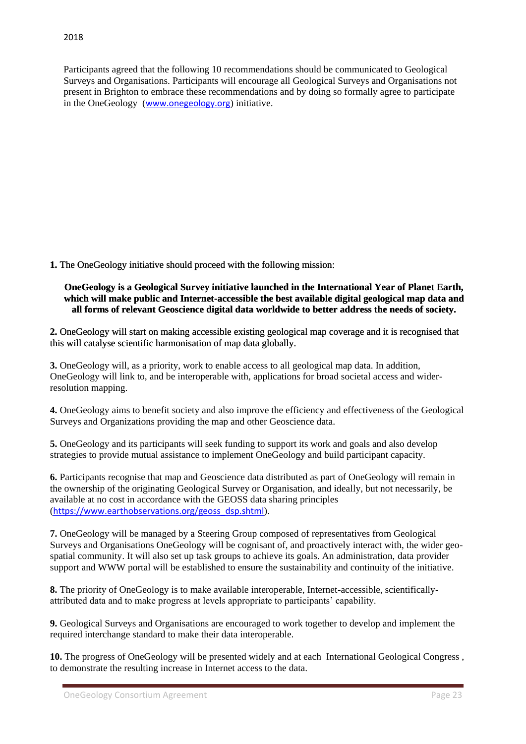2018

Participants agreed that the following 10 recommendations should be communicated to Geological Surveys and Organisations. Participants will encourage all Geological Surveys and Organisations not present in Brighton to embrace these recommendations and by doing so formally agree to participate in the OneGeology (www.onegeology.org) initiative.

**1.** The OneGeology initiative should proceed with the following mission:

**OneGeology is a Geological Survey initiative launched in the International Year of Planet Earth, which will make public and Internet-accessible the best available digital geological map data and all forms of relevant Geoscience digital data worldwide to better address the needs of society.**

**2.** OneGeology will start on making accessible existing geological map coverage and it is recognised that this will catalyse scientific harmonisation of map data globally.

**3.** OneGeology will, as a priority, work to enable access to all geological map data. In addition, OneGeology will link to, and be interoperable with, applications for broad societal access and wider-resolution mapping.

**4.** OneGeology aims to benefit society and also improve the efficiency and effectiveness of the Geological Surveys and Organizations providing the map and other Geoscience data.

**5.** OneGeology and its participants will seek funding to support its work and goals and also develop strategies to provide mutual assistance to implement OneGeology and build participant capacity.

**6.** Participants recognise that map and Geoscience data distributed as part of OneGeology will remain in the ownership of the originating Geological Survey or Organisation, and ideally, but not necessarily, be available at no cost in accordance with the GEOSS data sharing principles (https://www.earthobservations.org/geoss_dsp.shtml).

**7.** OneGeology will be managed by a Steering Group composed of representatives from Geological Surveys and Organisations OneGeology will be cognisant of, and proactively interact with, the wider geo-spatial community. It will also set up task groups to achieve its goals. An administration, data provider support and WWW portal will be established to ensure the sustainability and continuity of the initiative.

**8.** The priority of OneGeology is to make available interoperable, Internet-accessible, scientifically-attributed data and to make progress at levels appropriate to participants' capability.

**9.** Geological Surveys and Organisations are encouraged to work together to develop and implement the required interchange standard to make their data interoperable.

**10.** The progress of OneGeology will be presented widely and at each International Geological Congress , to demonstrate the resulting increase in Internet access to the data.